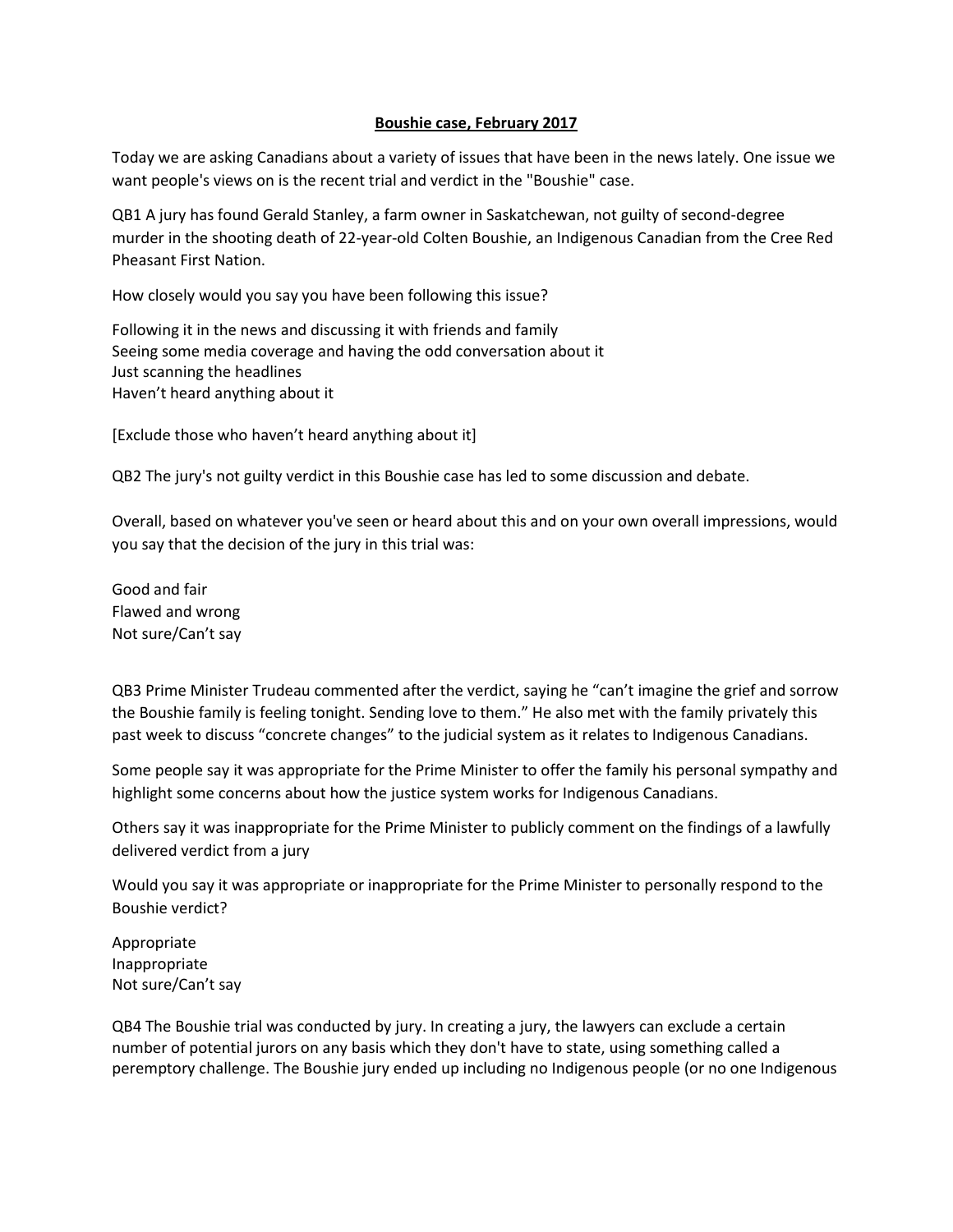# Boushie case, February 2017

Today we are asking Canadians about a variety of issues that have been in the news lately. One issue we want people's views on is the recent trial and verdict in the "Boushie" case.

QB1 A jury has found Gerald Stanley, a farm owner in Saskatchewan, not guilty of second-degree murder in the shooting death of 22-year-old Colten Boushie, an Indigenous Canadian from the Cree Red Pheasant First Nation.

How closely would you say you have been following this issue?

Following it in the news and discussing it with friends and family
Seeing some media coverage and having the odd conversation about it
Just scanning the headlines
Haven't heard anything about it

[Exclude those who haven't heard anything about it]

QB2 The jury's not guilty verdict in this Boushie case has led to some discussion and debate.

Overall, based on whatever you've seen or heard about this and on your own overall impressions, would you say that the decision of the jury in this trial was:

Good and fair
Flawed and wrong
Not sure/Can't say

QB3 Prime Minister Trudeau commented after the verdict, saying he "can't imagine the grief and sorrow the Boushie family is feeling tonight. Sending love to them." He also met with the family privately this past week to discuss "concrete changes" to the judicial system as it relates to Indigenous Canadians.

Some people say it was appropriate for the Prime Minister to offer the family his personal sympathy and highlight some concerns about how the justice system works for Indigenous Canadians.

Others say it was inappropriate for the Prime Minister to publicly comment on the findings of a lawfully delivered verdict from a jury

Would you say it was appropriate or inappropriate for the Prime Minister to personally respond to the Boushie verdict?

Appropriate
Inappropriate
Not sure/Can't say

QB4 The Boushie trial was conducted by jury. In creating a jury, the lawyers can exclude a certain number of potential jurors on any basis which they don't have to state, using something called a peremptory challenge. The Boushie jury ended up including no Indigenous people (or no one Indigenous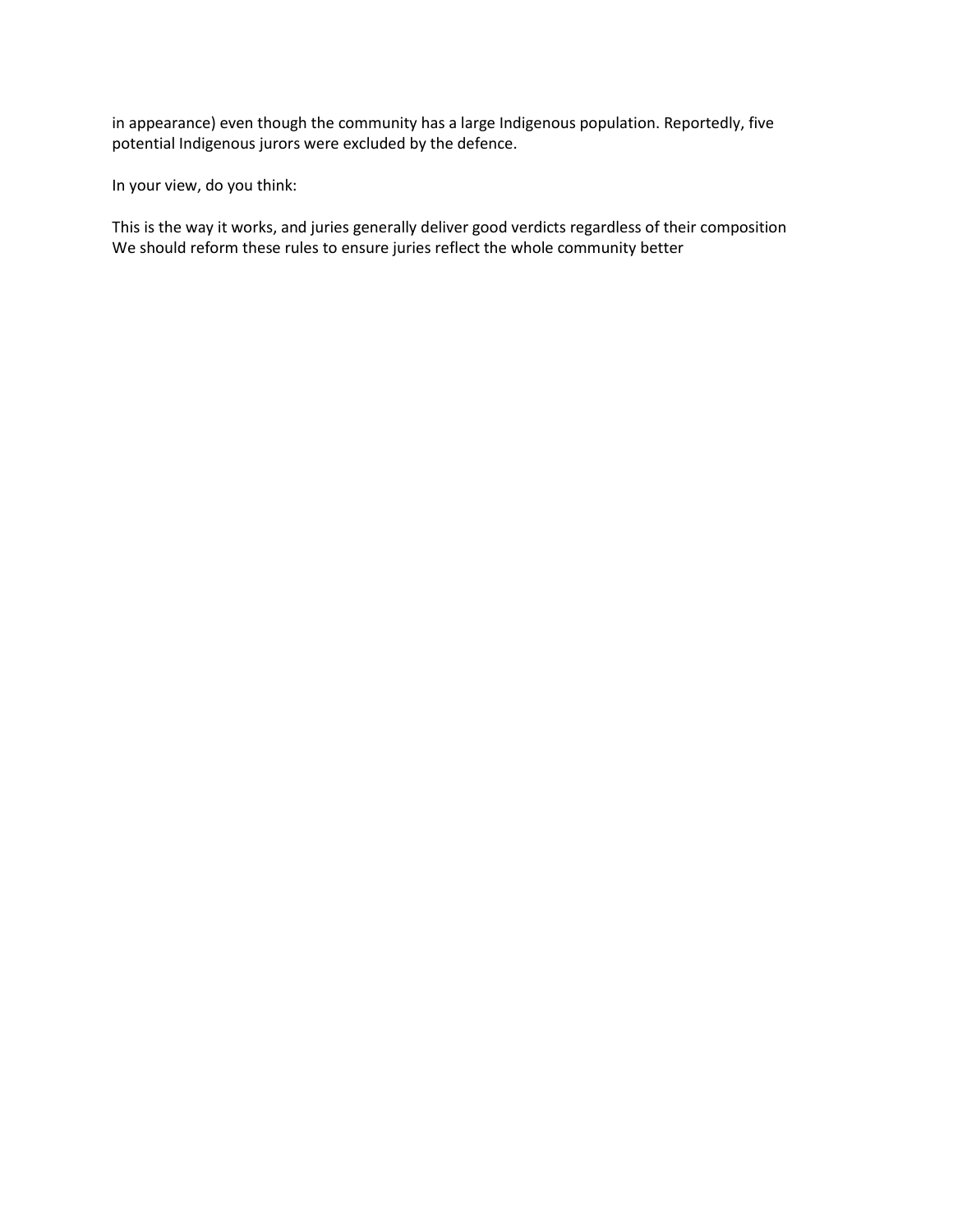in appearance) even though the community has a large Indigenous population. Reportedly, five potential Indigenous jurors were excluded by the defence.

In your view, do you think:

This is the way it works, and juries generally deliver good verdicts regardless of their composition
We should reform these rules to ensure juries reflect the whole community better